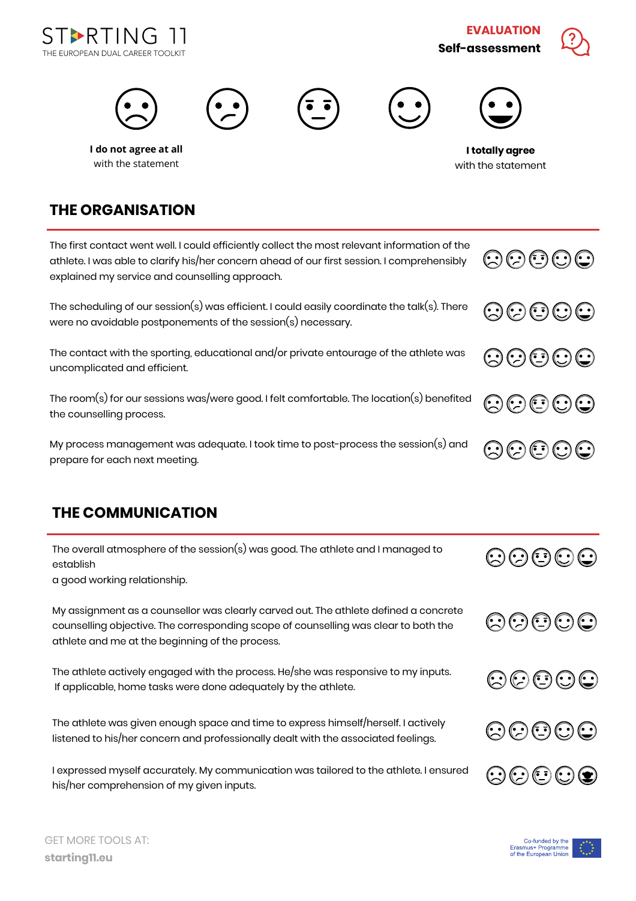STARTING 11
THE EUROPEAN DUAL CAREER TOOLKIT

**EVALUATION**
**Self-assessment**

**I do not agree at all** with the statement — **I totally agree** with the statement

## THE ORGANISATION

The first contact went well. I could efficiently collect the most relevant information of the athlete. I was able to clarify his/her concern ahead of our first session. I comprehensibly explained my service and counselling approach.

The scheduling of our session(s) was efficient. I could easily coordinate the talk(s). There were no avoidable postponements of the session(s) necessary.

The contact with the sporting, educational and/or private entourage of the athlete was uncomplicated and efficient.

The room(s) for our sessions was/were good. I felt comfortable. The location(s) benefited the counselling process.

My process management was adequate. I took time to post-process the session(s) and prepare for each next meeting.

## THE COMMUNICATION

The overall atmosphere of the session(s) was good. The athlete and I managed to establish
a good working relationship.

My assignment as a counsellor was clearly carved out. The athlete defined a concrete counselling objective. The corresponding scope of counselling was clear to both the athlete and me at the beginning of the process.

The athlete actively engaged with the process. He/she was responsive to my inputs.
If applicable, home tasks were done adequately by the athlete.

The athlete was given enough space and time to express himself/herself. I actively listened to his/her concern and professionally dealt with the associated feelings.

I expressed myself accurately. My communication was tailored to the athlete. I ensured his/her comprehension of my given inputs.

GET MORE TOOLS AT:
**starting11.eu**

Co-funded by the Erasmus+ Programme of the European Union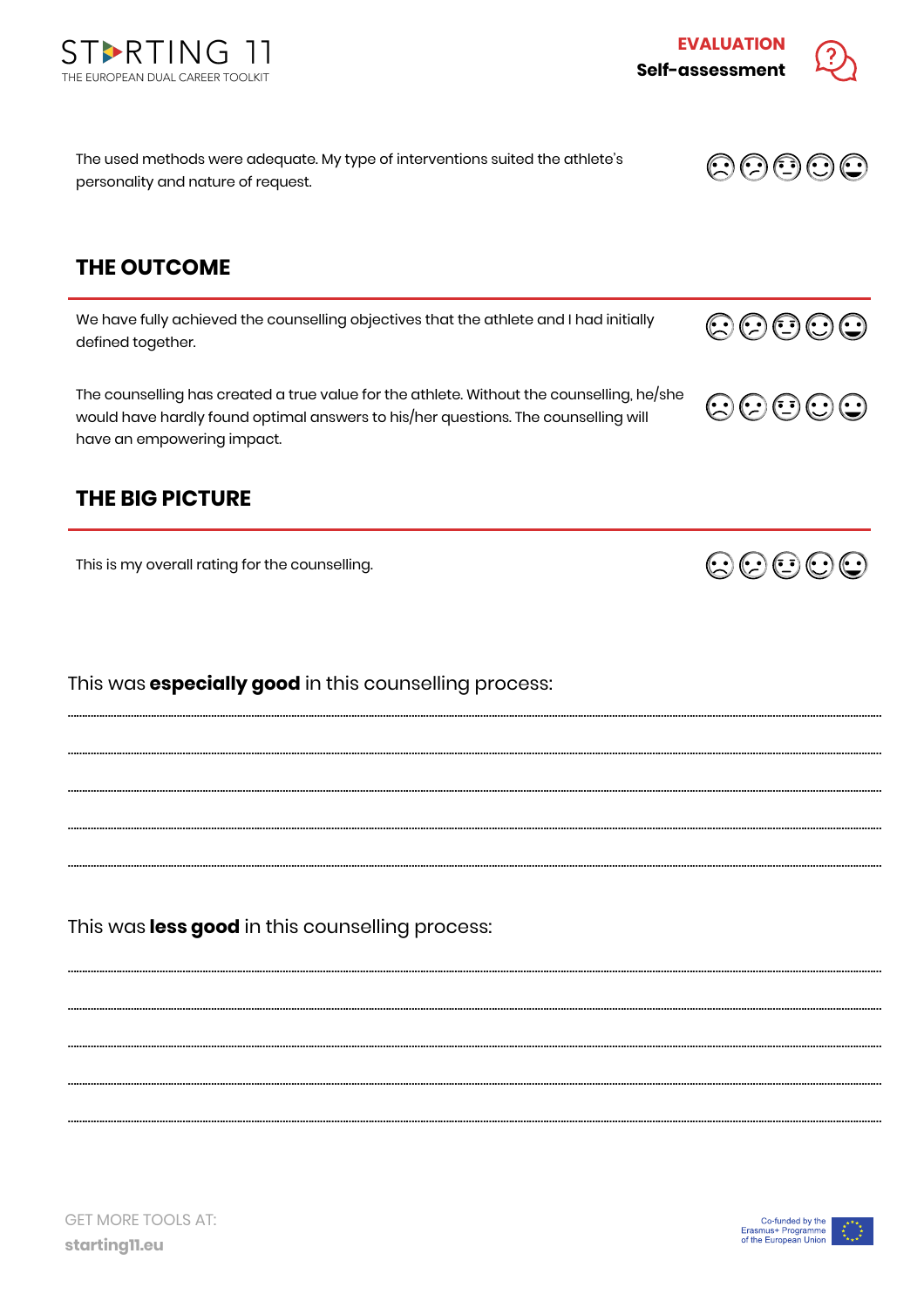The used methods were adequate. My type of interventions suited the athlete's personality and nature of request.

## THE OUTCOME

We have fully achieved the counselling objectives that the athlete and I had initially defined together.

The counselling has created a true value for the athlete. Without the counselling, he/she would have hardly found optimal answers to his/her questions. The counselling will have an empowering impact.

## THE BIG PICTURE

This is my overall rating for the counselling.

This was **especially good** in this counselling process:

............................................................................................................................................

............................................................................................................................................

............................................................................................................................................

............................................................................................................................................

............................................................................................................................................

This was **less good** in this counselling process:

............................................................................................................................................

............................................................................................................................................

............................................................................................................................................

............................................................................................................................................

............................................................................................................................................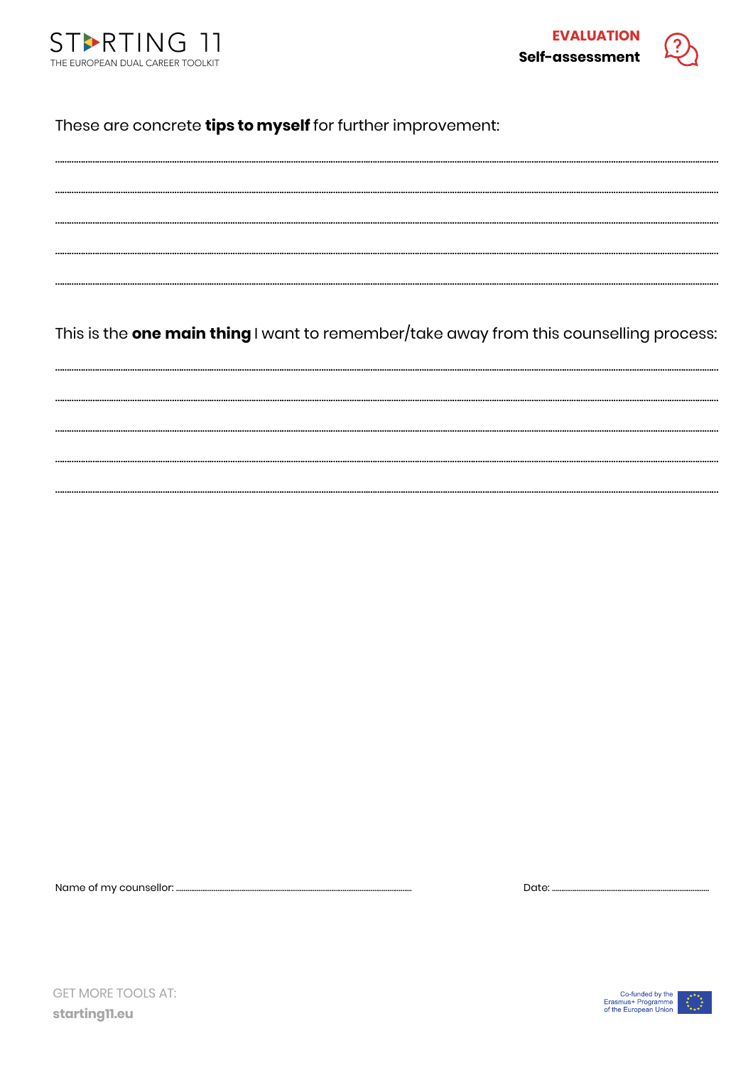These are concrete **tips to myself** for further improvement:

..........................................................................................................................................................................................

..........................................................................................................................................................................................

..........................................................................................................................................................................................

..........................................................................................................................................................................................

..........................................................................................................................................................................................

This is the **one main thing** I want to remember/take away from this counselling process:

..........................................................................................................................................................................................

..........................................................................................................................................................................................

..........................................................................................................................................................................................

..........................................................................................................................................................................................

..........................................................................................................................................................................................

Name of my counsellor: ..........................................................................................

Date: ..........................................................................